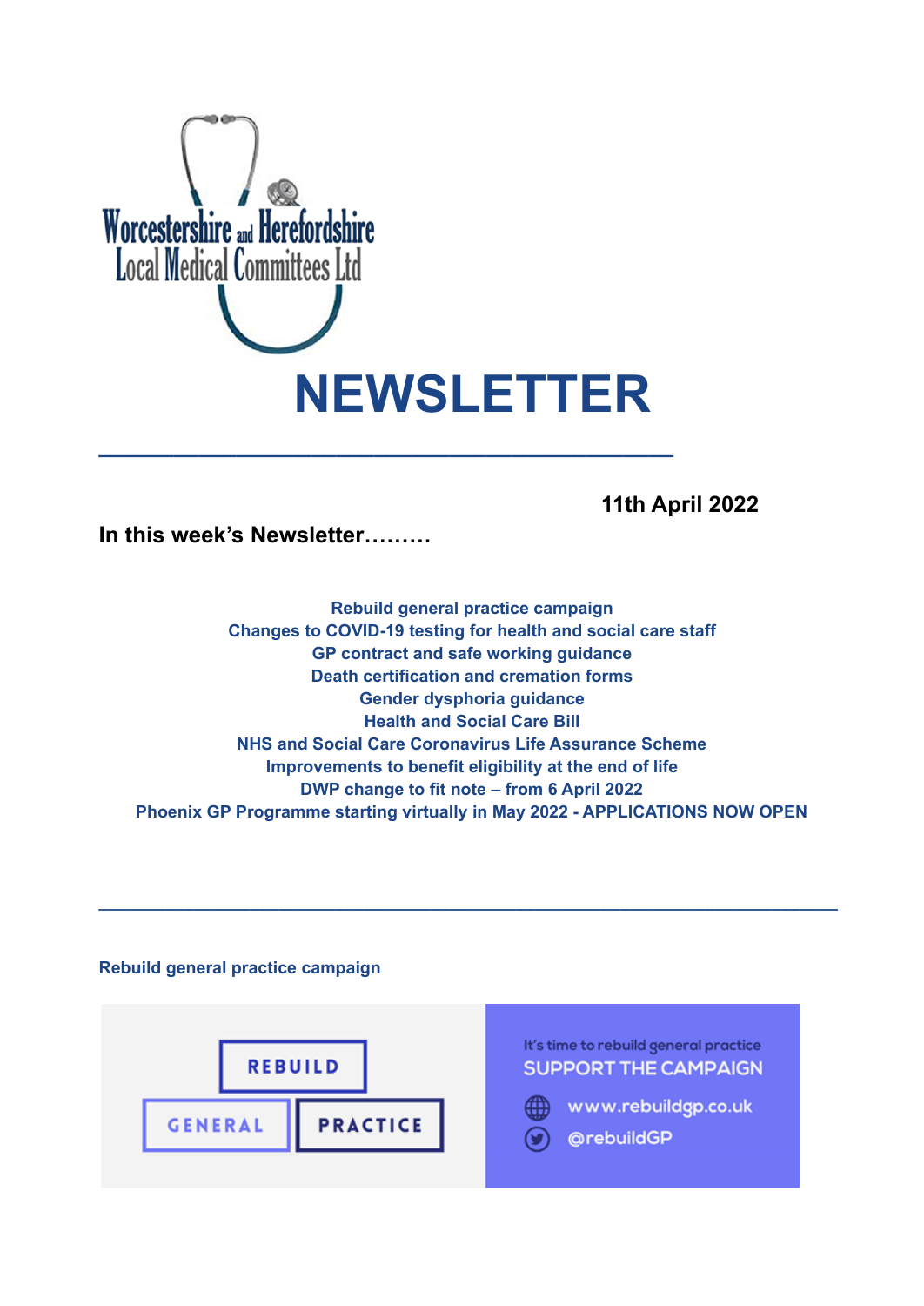Worcestershire and Herefordshire Local Medical Committees Ltd

# NEWSLETTER

**11th April 2022**

**In this week's Newsletter………**

**Rebuild general practice campaign**
**Changes to COVID-19 testing for health and social care staff**
**GP contract and safe working guidance**
**Death certification and cremation forms**
**Gender dysphoria guidance**
**Health and Social Care Bill**
**NHS and Social Care Coronavirus Life Assurance Scheme**
**Improvements to benefit eligibility at the end of life**
**DWP change to fit note – from 6 April 2022**
**Phoenix GP Programme starting virtually in May 2022 - APPLICATIONS NOW OPEN**

---

## Rebuild general practice campaign

REBUILD GENERAL PRACTICE

It's time to rebuild general practice
SUPPORT THE CAMPAIGN
www.rebuildgp.co.uk
@rebuildGP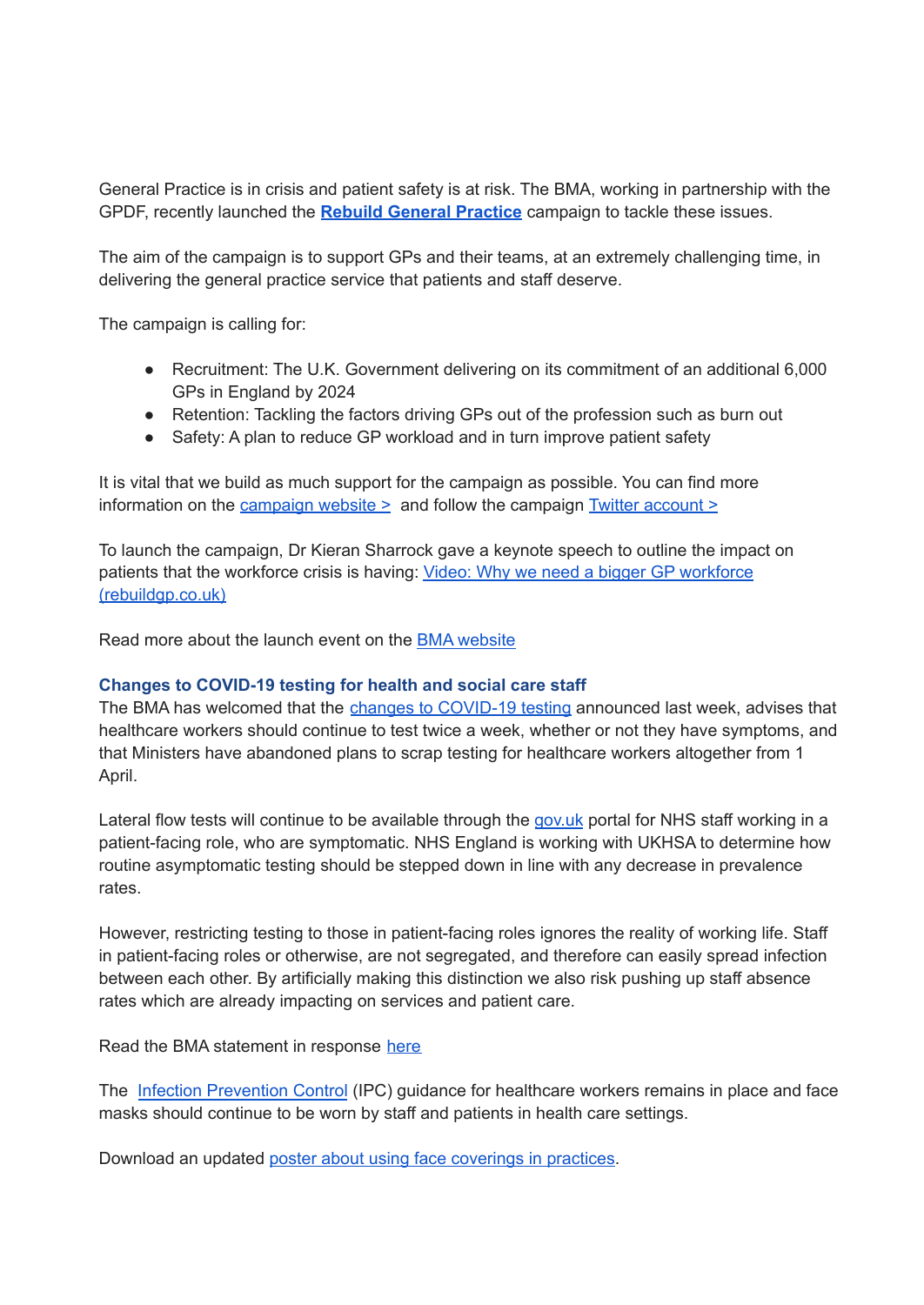General Practice is in crisis and patient safety is at risk. The BMA, working in partnership with the GPDF, recently launched the **Rebuild General Practice** campaign to tackle these issues.

The aim of the campaign is to support GPs and their teams, at an extremely challenging time, in delivering the general practice service that patients and staff deserve.

The campaign is calling for:

- Recruitment: The U.K. Government delivering on its commitment of an additional 6,000 GPs in England by 2024
- Retention: Tackling the factors driving GPs out of the profession such as burn out
- Safety: A plan to reduce GP workload and in turn improve patient safety

It is vital that we build as much support for the campaign as possible. You can find more information on the campaign website > and follow the campaign Twitter account >

To launch the campaign, Dr Kieran Sharrock gave a keynote speech to outline the impact on patients that the workforce crisis is having: Video: Why we need a bigger GP workforce (rebuildgp.co.uk)

Read more about the launch event on the BMA website

### Changes to COVID-19 testing for health and social care staff

The BMA has welcomed that the changes to COVID-19 testing announced last week, advises that healthcare workers should continue to test twice a week, whether or not they have symptoms, and that Ministers have abandoned plans to scrap testing for healthcare workers altogether from 1 April.

Lateral flow tests will continue to be available through the gov.uk portal for NHS staff working in a patient-facing role, who are symptomatic. NHS England is working with UKHSA to determine how routine asymptomatic testing should be stepped down in line with any decrease in prevalence rates.

However, restricting testing to those in patient-facing roles ignores the reality of working life. Staff in patient-facing roles or otherwise, are not segregated, and therefore can easily spread infection between each other. By artificially making this distinction we also risk pushing up staff absence rates which are already impacting on services and patient care.

Read the BMA statement in response here

The Infection Prevention Control (IPC) guidance for healthcare workers remains in place and face masks should continue to be worn by staff and patients in health care settings.

Download an updated poster about using face coverings in practices.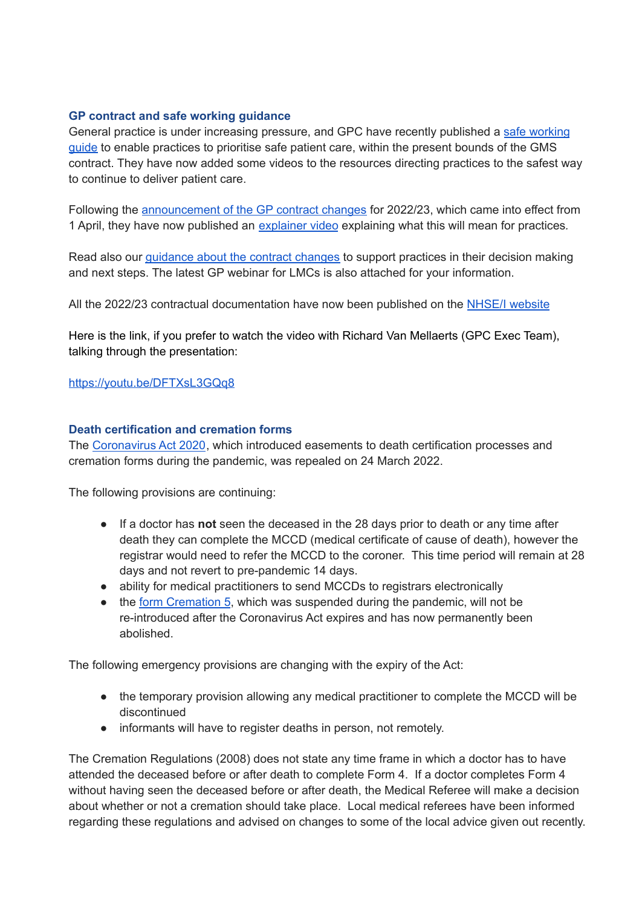### GP contract and safe working guidance

General practice is under increasing pressure, and GPC have recently published a safe working guide to enable practices to prioritise safe patient care, within the present bounds of the GMS contract. They have now added some videos to the resources directing practices to the safest way to continue to deliver patient care.

Following the announcement of the GP contract changes for 2022/23, which came into effect from 1 April, they have now published an explainer video explaining what this will mean for practices.

Read also our guidance about the contract changes to support practices in their decision making and next steps. The latest GP webinar for LMCs is also attached for your information.

All the 2022/23 contractual documentation have now been published on the NHSE/I website

Here is the link, if you prefer to watch the video with Richard Van Mellaerts (GPC Exec Team), talking through the presentation:

https://youtu.be/DFTXsL3GQq8

### Death certification and cremation forms

The Coronavirus Act 2020, which introduced easements to death certification processes and cremation forms during the pandemic, was repealed on 24 March 2022.

The following provisions are continuing:

- If a doctor has **not** seen the deceased in the 28 days prior to death or any time after death they can complete the MCCD (medical certificate of cause of death), however the registrar would need to refer the MCCD to the coroner. This time period will remain at 28 days and not revert to pre-pandemic 14 days.
- ability for medical practitioners to send MCCDs to registrars electronically
- the form Cremation 5, which was suspended during the pandemic, will not be re-introduced after the Coronavirus Act expires and has now permanently been abolished.

The following emergency provisions are changing with the expiry of the Act:

- the temporary provision allowing any medical practitioner to complete the MCCD will be discontinued
- informants will have to register deaths in person, not remotely.

The Cremation Regulations (2008) does not state any time frame in which a doctor has to have attended the deceased before or after death to complete Form 4. If a doctor completes Form 4 without having seen the deceased before or after death, the Medical Referee will make a decision about whether or not a cremation should take place. Local medical referees have been informed regarding these regulations and advised on changes to some of the local advice given out recently.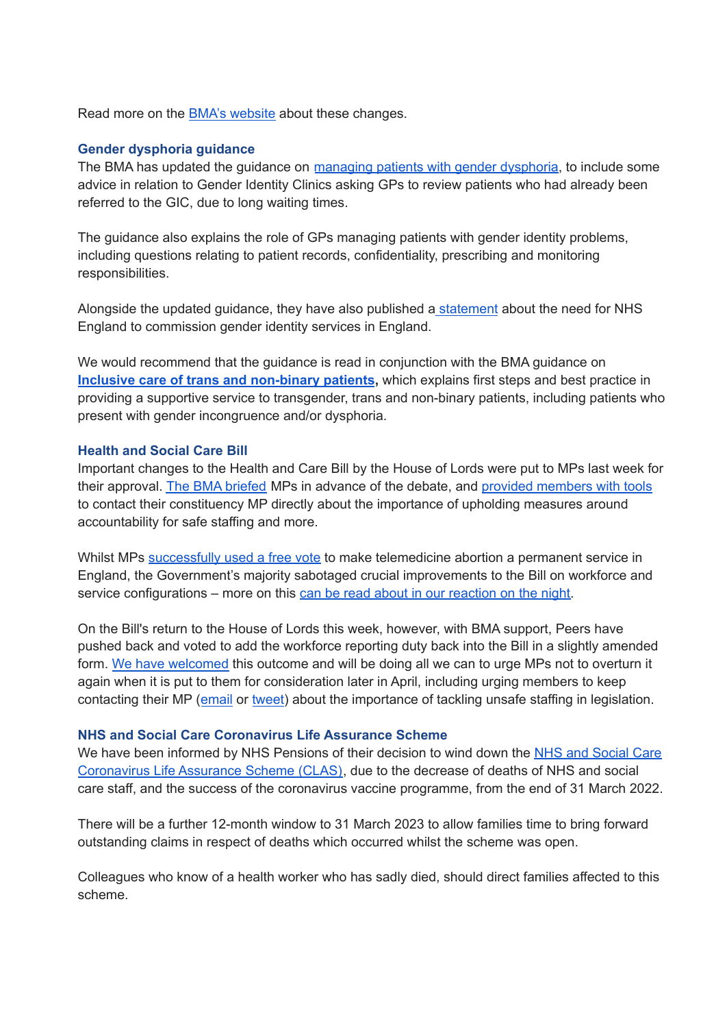Read more on the BMA's website about these changes.

### Gender dysphoria guidance

The BMA has updated the guidance on managing patients with gender dysphoria, to include some advice in relation to Gender Identity Clinics asking GPs to review patients who had already been referred to the GIC, due to long waiting times.

The guidance also explains the role of GPs managing patients with gender identity problems, including questions relating to patient records, confidentiality, prescribing and monitoring responsibilities.

Alongside the updated guidance, they have also published a statement about the need for NHS England to commission gender identity services in England.

We would recommend that the guidance is read in conjunction with the BMA guidance on **Inclusive care of trans and non-binary patients,** which explains first steps and best practice in providing a supportive service to transgender, trans and non-binary patients, including patients who present with gender incongruence and/or dysphoria.

### Health and Social Care Bill

Important changes to the Health and Care Bill by the House of Lords were put to MPs last week for their approval. The BMA briefed MPs in advance of the debate, and provided members with tools to contact their constituency MP directly about the importance of upholding measures around accountability for safe staffing and more.

Whilst MPs successfully used a free vote to make telemedicine abortion a permanent service in England, the Government's majority sabotaged crucial improvements to the Bill on workforce and service configurations – more on this can be read about in our reaction on the night.

On the Bill's return to the House of Lords this week, however, with BMA support, Peers have pushed back and voted to add the workforce reporting duty back into the Bill in a slightly amended form. We have welcomed this outcome and will be doing all we can to urge MPs not to overturn it again when it is put to them for consideration later in April, including urging members to keep contacting their MP (email or tweet) about the importance of tackling unsafe staffing in legislation.

### NHS and Social Care Coronavirus Life Assurance Scheme

We have been informed by NHS Pensions of their decision to wind down the NHS and Social Care Coronavirus Life Assurance Scheme (CLAS), due to the decrease of deaths of NHS and social care staff, and the success of the coronavirus vaccine programme, from the end of 31 March 2022.

There will be a further 12-month window to 31 March 2023 to allow families time to bring forward outstanding claims in respect of deaths which occurred whilst the scheme was open.

Colleagues who know of a health worker who has sadly died, should direct families affected to this scheme.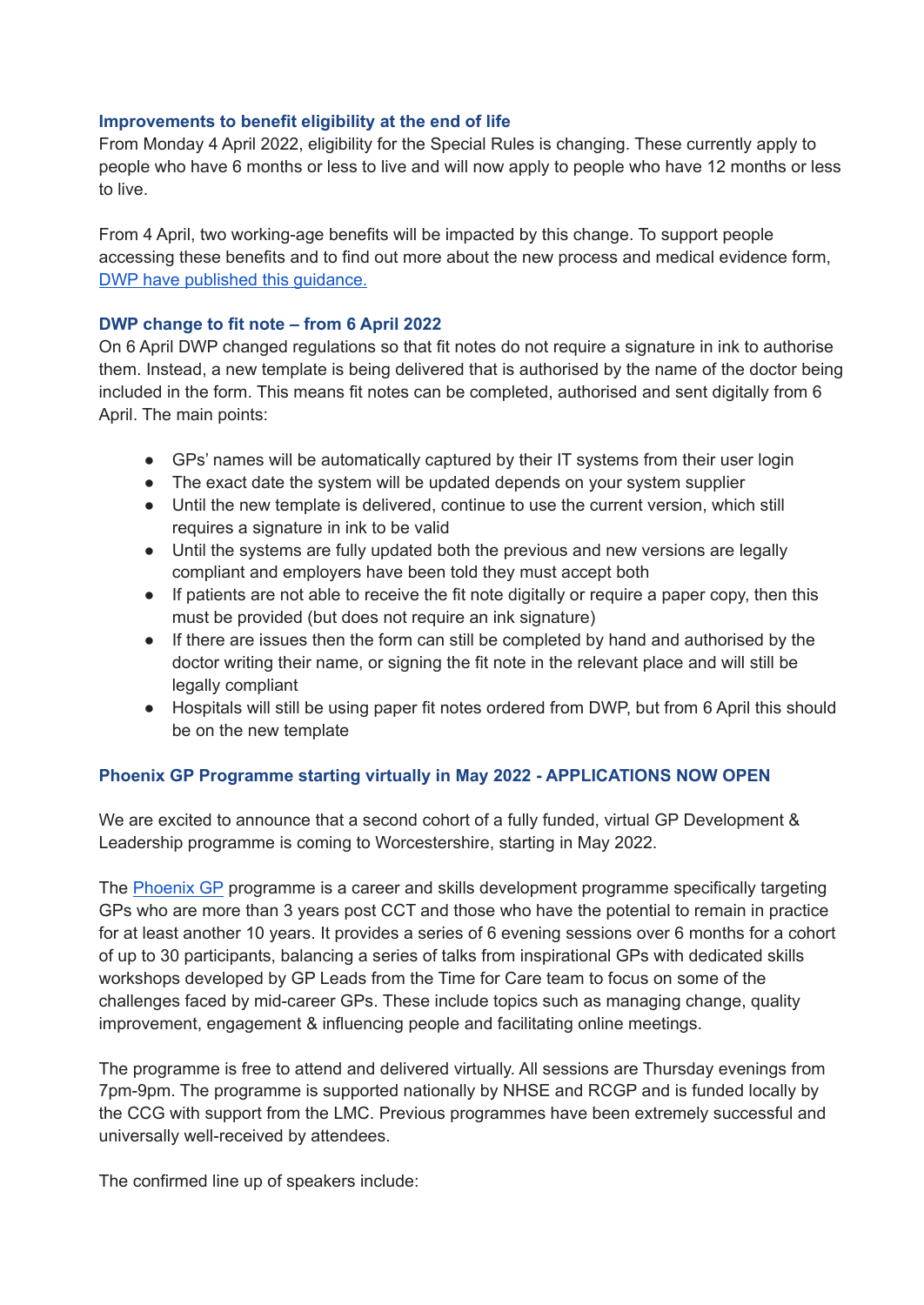### Improvements to benefit eligibility at the end of life

From Monday 4 April 2022, eligibility for the Special Rules is changing. These currently apply to people who have 6 months or less to live and will now apply to people who have 12 months or less to live.

From 4 April, two working-age benefits will be impacted by this change. To support people accessing these benefits and to find out more about the new process and medical evidence form, DWP have published this guidance.

### DWP change to fit note – from 6 April 2022

On 6 April DWP changed regulations so that fit notes do not require a signature in ink to authorise them. Instead, a new template is being delivered that is authorised by the name of the doctor being included in the form. This means fit notes can be completed, authorised and sent digitally from 6 April. The main points:

- GPs' names will be automatically captured by their IT systems from their user login
- The exact date the system will be updated depends on your system supplier
- Until the new template is delivered, continue to use the current version, which still requires a signature in ink to be valid
- Until the systems are fully updated both the previous and new versions are legally compliant and employers have been told they must accept both
- If patients are not able to receive the fit note digitally or require a paper copy, then this must be provided (but does not require an ink signature)
- If there are issues then the form can still be completed by hand and authorised by the doctor writing their name, or signing the fit note in the relevant place and will still be legally compliant
- Hospitals will still be using paper fit notes ordered from DWP, but from 6 April this should be on the new template

### Phoenix GP Programme starting virtually in May 2022 - APPLICATIONS NOW OPEN

We are excited to announce that a second cohort of a fully funded, virtual GP Development & Leadership programme is coming to Worcestershire, starting in May 2022.

The Phoenix GP programme is a career and skills development programme specifically targeting GPs who are more than 3 years post CCT and those who have the potential to remain in practice for at least another 10 years. It provides a series of 6 evening sessions over 6 months for a cohort of up to 30 participants, balancing a series of talks from inspirational GPs with dedicated skills workshops developed by GP Leads from the Time for Care team to focus on some of the challenges faced by mid-career GPs. These include topics such as managing change, quality improvement, engagement & influencing people and facilitating online meetings.

The programme is free to attend and delivered virtually. All sessions are Thursday evenings from 7pm-9pm. The programme is supported nationally by NHSE and RCGP and is funded locally by the CCG with support from the LMC. Previous programmes have been extremely successful and universally well-received by attendees.

The confirmed line up of speakers include: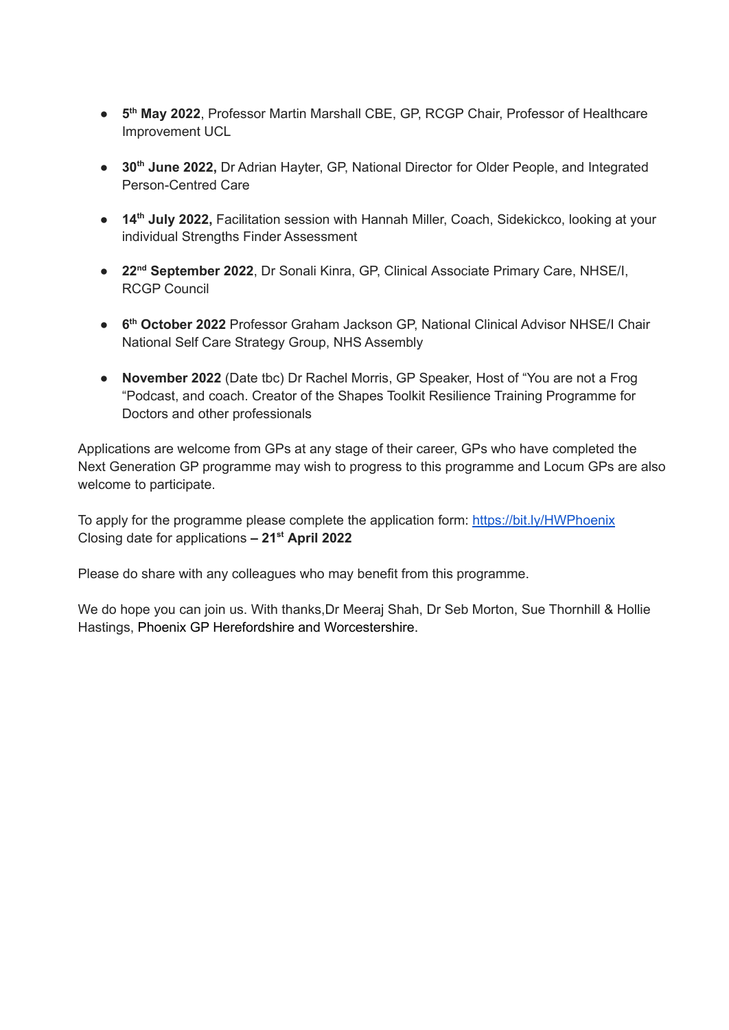- **5th May 2022**, Professor Martin Marshall CBE, GP, RCGP Chair, Professor of Healthcare Improvement UCL

- **30th June 2022,** Dr Adrian Hayter, GP, National Director for Older People, and Integrated Person-Centred Care

- **14th July 2022,** Facilitation session with Hannah Miller, Coach, Sidekickco, looking at your individual Strengths Finder Assessment

- **22nd September 2022**, Dr Sonali Kinra, GP, Clinical Associate Primary Care, NHSE/I, RCGP Council

- **6th October 2022** Professor Graham Jackson GP, National Clinical Advisor NHSE/I Chair National Self Care Strategy Group, NHS Assembly

- **November 2022** (Date tbc) Dr Rachel Morris, GP Speaker, Host of "You are not a Frog "Podcast, and coach. Creator of the Shapes Toolkit Resilience Training Programme for Doctors and other professionals

Applications are welcome from GPs at any stage of their career, GPs who have completed the Next Generation GP programme may wish to progress to this programme and Locum GPs are also welcome to participate.

To apply for the programme please complete the application form: [https://bit.ly/HWPhoenix](https://bit.ly/HWPhoenix)
Closing date for applications **– 21st April 2022**

Please do share with any colleagues who may benefit from this programme.

We do hope you can join us. With thanks,Dr Meeraj Shah, Dr Seb Morton, Sue Thornhill & Hollie Hastings, Phoenix GP Herefordshire and Worcestershire.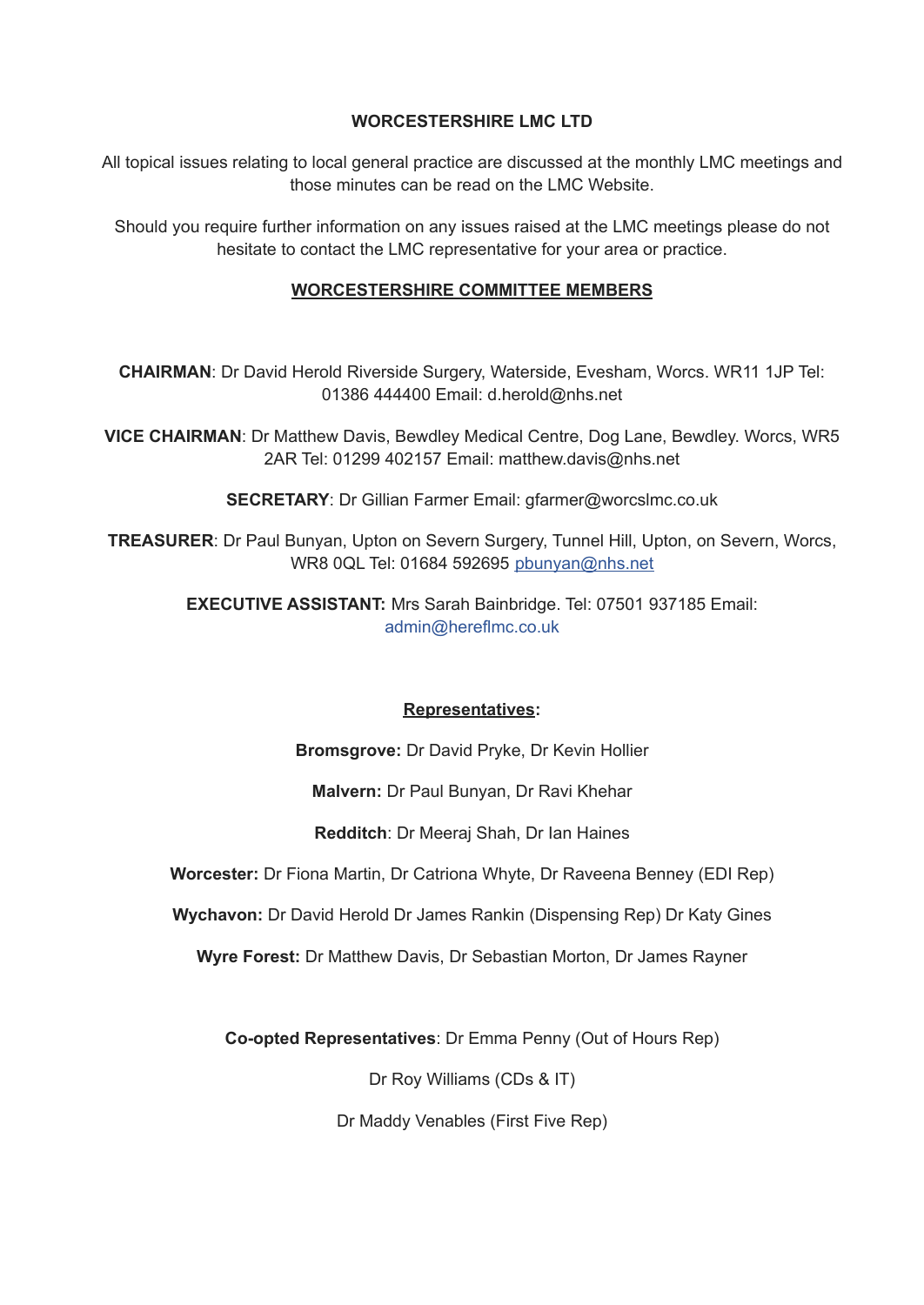**WORCESTERSHIRE LMC LTD**

All topical issues relating to local general practice are discussed at the monthly LMC meetings and those minutes can be read on the LMC Website.

Should you require further information on any issues raised at the LMC meetings please do not hesitate to contact the LMC representative for your area or practice.

**WORCESTERSHIRE COMMITTEE MEMBERS**

**CHAIRMAN**: Dr David Herold Riverside Surgery, Waterside, Evesham, Worcs. WR11 1JP Tel: 01386 444400 Email: d.herold@nhs.net

**VICE CHAIRMAN**: Dr Matthew Davis, Bewdley Medical Centre, Dog Lane, Bewdley. Worcs, WR5 2AR Tel: 01299 402157 Email: matthew.davis@nhs.net

**SECRETARY**: Dr Gillian Farmer Email: gfarmer@worcslmc.co.uk

**TREASURER**: Dr Paul Bunyan, Upton on Severn Surgery, Tunnel Hill, Upton, on Severn, Worcs, WR8 0QL Tel: 01684 592695 pbunyan@nhs.net

**EXECUTIVE ASSISTANT:** Mrs Sarah Bainbridge. Tel: 07501 937185 Email: admin@hereflmc.co.uk

**Representatives:**

**Bromsgrove:** Dr David Pryke, Dr Kevin Hollier

**Malvern:** Dr Paul Bunyan, Dr Ravi Khehar

**Redditch**: Dr Meeraj Shah, Dr Ian Haines

**Worcester:** Dr Fiona Martin, Dr Catriona Whyte, Dr Raveena Benney (EDI Rep)

**Wychavon:** Dr David Herold Dr James Rankin (Dispensing Rep) Dr Katy Gines

**Wyre Forest:** Dr Matthew Davis, Dr Sebastian Morton, Dr James Rayner

**Co-opted Representatives**: Dr Emma Penny (Out of Hours Rep)

Dr Roy Williams (CDs & IT)

Dr Maddy Venables (First Five Rep)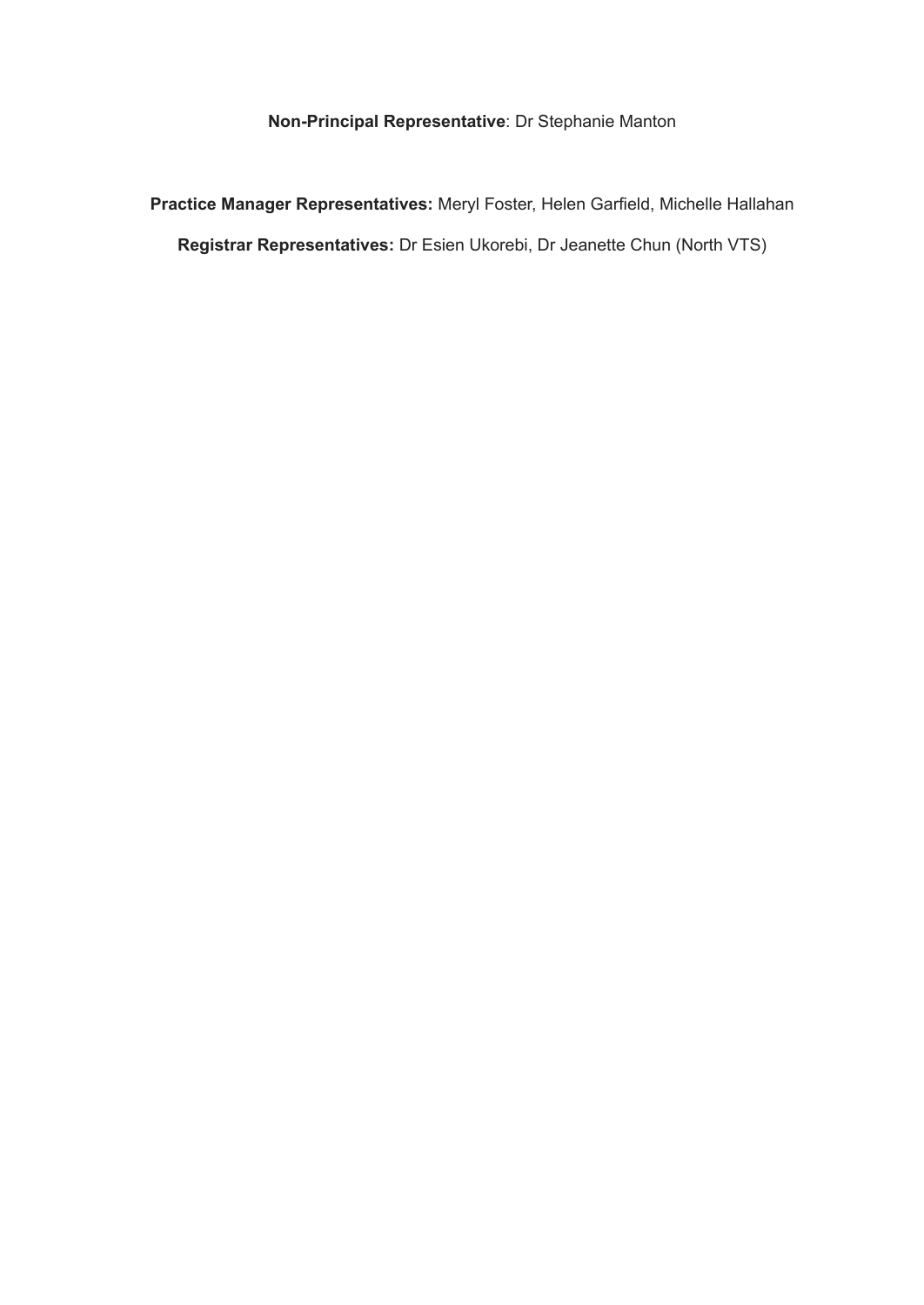**Non-Principal Representative**: Dr Stephanie Manton

**Practice Manager Representatives:** Meryl Foster, Helen Garfield, Michelle Hallahan

**Registrar Representatives:** Dr Esien Ukorebi, Dr Jeanette Chun (North VTS)